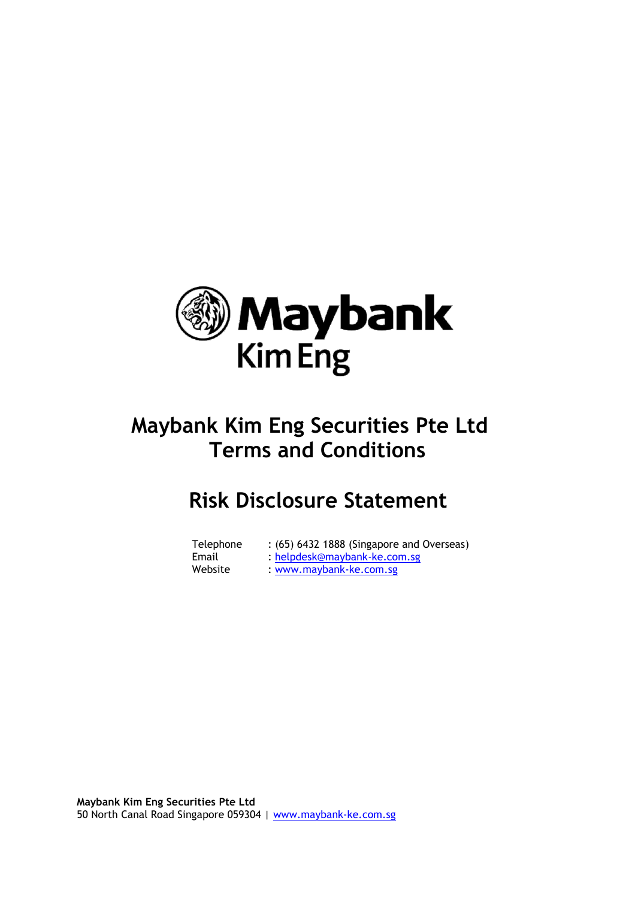Maybank
Kim Eng

# Maybank Kim Eng Securities Pte Ltd Terms and Conditions

# Risk Disclosure Statement

| | |
|---|---|
| Telephone | : (65) 6432 1888 (Singapore and Overseas) |
| Email | : helpdesk@maybank-ke.com.sg |
| Website | : www.maybank-ke.com.sg |

**Maybank Kim Eng Securities Pte Ltd**
50 North Canal Road Singapore 059304 | www.maybank-ke.com.sg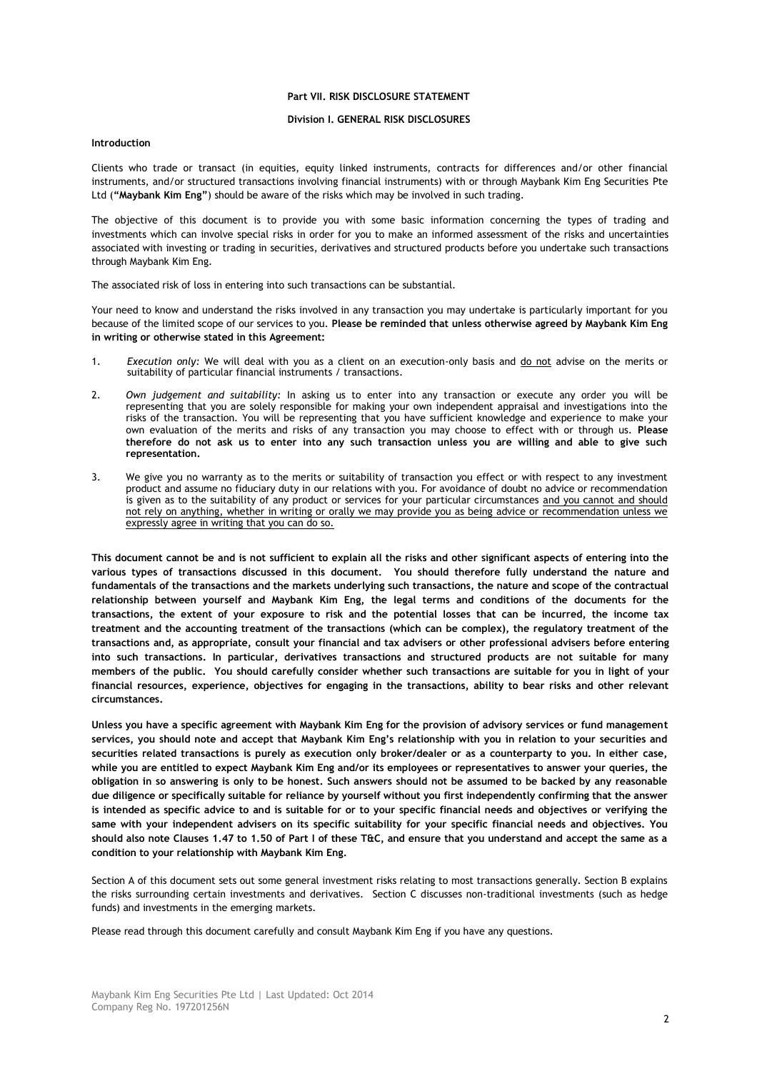## Part VII. RISK DISCLOSURE STATEMENT

### Division I. GENERAL RISK DISCLOSURES

**Introduction**

Clients who trade or transact (in equities, equity linked instruments, contracts for differences and/or other financial instruments, and/or structured transactions involving financial instruments) with or through Maybank Kim Eng Securities Pte Ltd (**"Maybank Kim Eng"**) should be aware of the risks which may be involved in such trading.

The objective of this document is to provide you with some basic information concerning the types of trading and investments which can involve special risks in order for you to make an informed assessment of the risks and uncertainties associated with investing or trading in securities, derivatives and structured products before you undertake such transactions through Maybank Kim Eng.

The associated risk of loss in entering into such transactions can be substantial.

Your need to know and understand the risks involved in any transaction you may undertake is particularly important for you because of the limited scope of our services to you. **Please be reminded that unless otherwise agreed by Maybank Kim Eng in writing or otherwise stated in this Agreement:**

1. *Execution only:* We will deal with you as a client on an execution-only basis and <u>do not</u> advise on the merits or suitability of particular financial instruments / transactions.

2. *Own judgement and suitability:* In asking us to enter into any transaction or execute any order you will be representing that you are solely responsible for making your own independent appraisal and investigations into the risks of the transaction. You will be representing that you have sufficient knowledge and experience to make your own evaluation of the merits and risks of any transaction you may choose to effect with or through us. **Please therefore do not ask us to enter into any such transaction unless you are willing and able to give such representation.**

3. We give you no warranty as to the merits or suitability of transaction you effect or with respect to any investment product and assume no fiduciary duty in our relations with you. For avoidance of doubt no advice or recommendation is given as to the suitability of any product or services for your particular circumstances <u>and you cannot and should not rely on anything, whether in writing or orally we may provide you as being advice or recommendation unless we expressly agree in writing that you can do so.</u>

**This document cannot be and is not sufficient to explain all the risks and other significant aspects of entering into the various types of transactions discussed in this document. You should therefore fully understand the nature and fundamentals of the transactions and the markets underlying such transactions, the nature and scope of the contractual relationship between yourself and Maybank Kim Eng, the legal terms and conditions of the documents for the transactions, the extent of your exposure to risk and the potential losses that can be incurred, the income tax treatment and the accounting treatment of the transactions (which can be complex), the regulatory treatment of the transactions and, as appropriate, consult your financial and tax advisers or other professional advisers before entering into such transactions. In particular, derivatives transactions and structured products are not suitable for many members of the public. You should carefully consider whether such transactions are suitable for you in light of your financial resources, experience, objectives for engaging in the transactions, ability to bear risks and other relevant circumstances.**

**Unless you have a specific agreement with Maybank Kim Eng for the provision of advisory services or fund management services, you should note and accept that Maybank Kim Eng's relationship with you in relation to your securities and securities related transactions is purely as execution only broker/dealer or as a counterparty to you. In either case, while you are entitled to expect Maybank Kim Eng and/or its employees or representatives to answer your queries, the obligation in so answering is only to be honest. Such answers should not be assumed to be backed by any reasonable due diligence or specifically suitable for reliance by yourself without you first independently confirming that the answer is intended as specific advice to and is suitable for or to your specific financial needs and objectives or verifying the same with your independent advisers on its specific suitability for your specific financial needs and objectives. You should also note Clauses 1.47 to 1.50 of Part I of these T&C, and ensure that you understand and accept the same as a condition to your relationship with Maybank Kim Eng.**

Section A of this document sets out some general investment risks relating to most transactions generally. Section B explains the risks surrounding certain investments and derivatives. Section C discusses non-traditional investments (such as hedge funds) and investments in the emerging markets.

Please read through this document carefully and consult Maybank Kim Eng if you have any questions.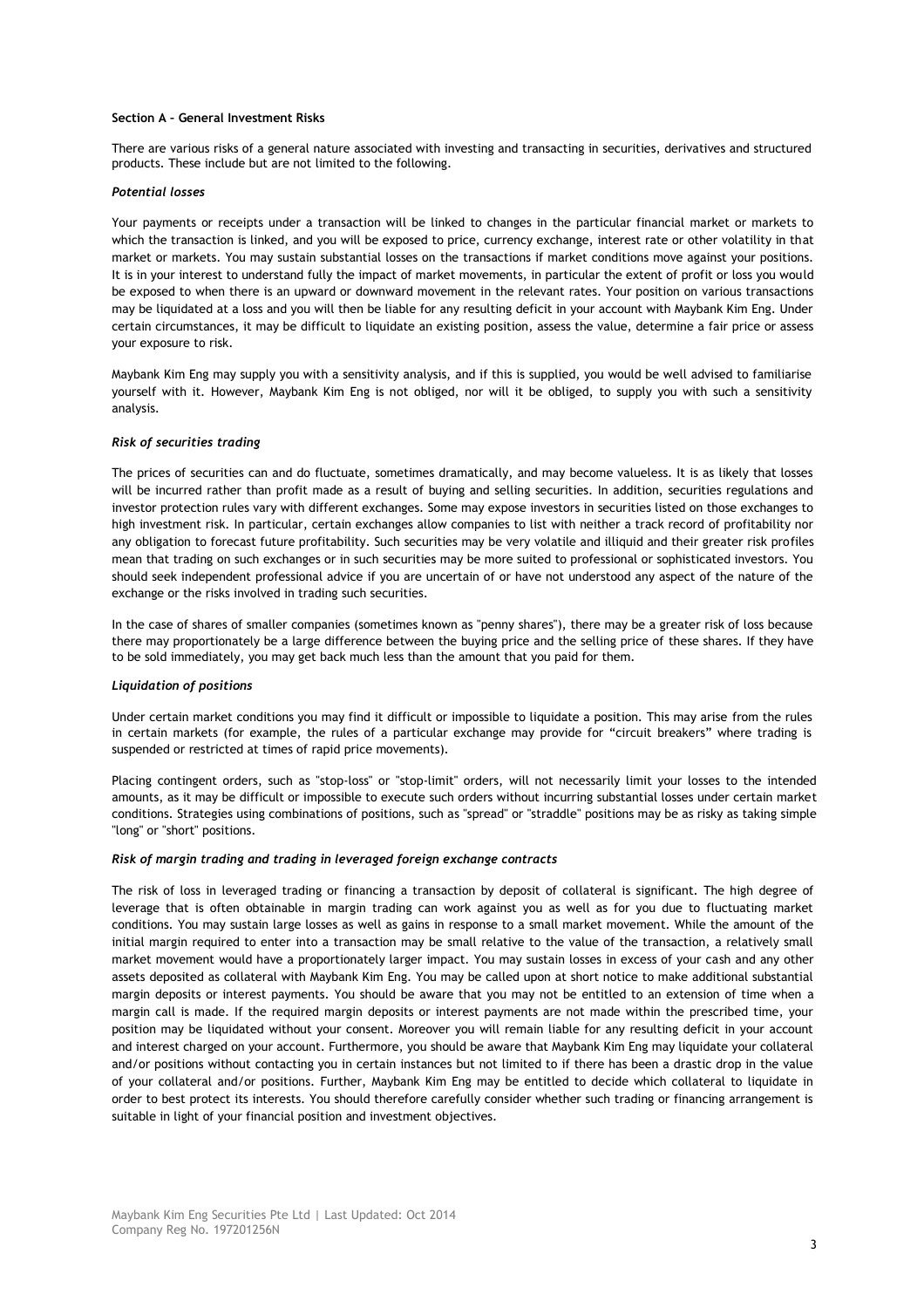## Section A – General Investment Risks

There are various risks of a general nature associated with investing and transacting in securities, derivatives and structured products. These include but are not limited to the following.

### *Potential losses*

Your payments or receipts under a transaction will be linked to changes in the particular financial market or markets to which the transaction is linked, and you will be exposed to price, currency exchange, interest rate or other volatility in that market or markets. You may sustain substantial losses on the transactions if market conditions move against your positions. It is in your interest to understand fully the impact of market movements, in particular the extent of profit or loss you would be exposed to when there is an upward or downward movement in the relevant rates. Your position on various transactions may be liquidated at a loss and you will then be liable for any resulting deficit in your account with Maybank Kim Eng. Under certain circumstances, it may be difficult to liquidate an existing position, assess the value, determine a fair price or assess your exposure to risk.

Maybank Kim Eng may supply you with a sensitivity analysis, and if this is supplied, you would be well advised to familiarise yourself with it. However, Maybank Kim Eng is not obliged, nor will it be obliged, to supply you with such a sensitivity analysis.

### *Risk of securities trading*

The prices of securities can and do fluctuate, sometimes dramatically, and may become valueless. It is as likely that losses will be incurred rather than profit made as a result of buying and selling securities. In addition, securities regulations and investor protection rules vary with different exchanges. Some may expose investors in securities listed on those exchanges to high investment risk. In particular, certain exchanges allow companies to list with neither a track record of profitability nor any obligation to forecast future profitability. Such securities may be very volatile and illiquid and their greater risk profiles mean that trading on such exchanges or in such securities may be more suited to professional or sophisticated investors. You should seek independent professional advice if you are uncertain of or have not understood any aspect of the nature of the exchange or the risks involved in trading such securities.

In the case of shares of smaller companies (sometimes known as "penny shares"), there may be a greater risk of loss because there may proportionately be a large difference between the buying price and the selling price of these shares. If they have to be sold immediately, you may get back much less than the amount that you paid for them.

### *Liquidation of positions*

Under certain market conditions you may find it difficult or impossible to liquidate a position. This may arise from the rules in certain markets (for example, the rules of a particular exchange may provide for "circuit breakers" where trading is suspended or restricted at times of rapid price movements).

Placing contingent orders, such as "stop-loss" or "stop-limit" orders, will not necessarily limit your losses to the intended amounts, as it may be difficult or impossible to execute such orders without incurring substantial losses under certain market conditions. Strategies using combinations of positions, such as "spread" or "straddle" positions may be as risky as taking simple "long" or "short" positions.

### *Risk of margin trading and trading in leveraged foreign exchange contracts*

The risk of loss in leveraged trading or financing a transaction by deposit of collateral is significant. The high degree of leverage that is often obtainable in margin trading can work against you as well as for you due to fluctuating market conditions. You may sustain large losses as well as gains in response to a small market movement. While the amount of the initial margin required to enter into a transaction may be small relative to the value of the transaction, a relatively small market movement would have a proportionately larger impact. You may sustain losses in excess of your cash and any other assets deposited as collateral with Maybank Kim Eng. You may be called upon at short notice to make additional substantial margin deposits or interest payments. You should be aware that you may not be entitled to an extension of time when a margin call is made. If the required margin deposits or interest payments are not made within the prescribed time, your position may be liquidated without your consent. Moreover you will remain liable for any resulting deficit in your account and interest charged on your account. Furthermore, you should be aware that Maybank Kim Eng may liquidate your collateral and/or positions without contacting you in certain instances but not limited to if there has been a drastic drop in the value of your collateral and/or positions. Further, Maybank Kim Eng may be entitled to decide which collateral to liquidate in order to best protect its interests. You should therefore carefully consider whether such trading or financing arrangement is suitable in light of your financial position and investment objectives.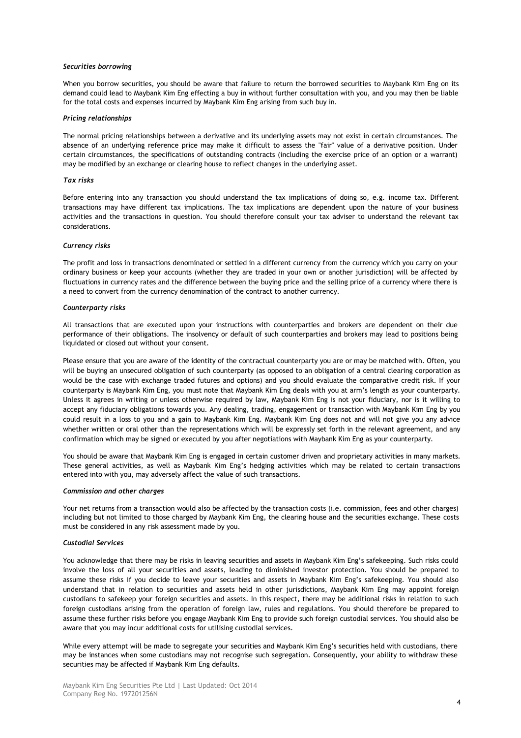*Securities borrowing*

When you borrow securities, you should be aware that failure to return the borrowed securities to Maybank Kim Eng on its demand could lead to Maybank Kim Eng effecting a buy in without further consultation with you, and you may then be liable for the total costs and expenses incurred by Maybank Kim Eng arising from such buy in.

*Pricing relationships*

The normal pricing relationships between a derivative and its underlying assets may not exist in certain circumstances. The absence of an underlying reference price may make it difficult to assess the "fair" value of a derivative position. Under certain circumstances, the specifications of outstanding contracts (including the exercise price of an option or a warrant) may be modified by an exchange or clearing house to reflect changes in the underlying asset.

*Tax risks*

Before entering into any transaction you should understand the tax implications of doing so, e.g. income tax. Different transactions may have different tax implications. The tax implications are dependent upon the nature of your business activities and the transactions in question. You should therefore consult your tax adviser to understand the relevant tax considerations.

*Currency risks*

The profit and loss in transactions denominated or settled in a different currency from the currency which you carry on your ordinary business or keep your accounts (whether they are traded in your own or another jurisdiction) will be affected by fluctuations in currency rates and the difference between the buying price and the selling price of a currency where there is a need to convert from the currency denomination of the contract to another currency.

*Counterparty risks*

All transactions that are executed upon your instructions with counterparties and brokers are dependent on their due performance of their obligations. The insolvency or default of such counterparties and brokers may lead to positions being liquidated or closed out without your consent.

Please ensure that you are aware of the identity of the contractual counterparty you are or may be matched with. Often, you will be buying an unsecured obligation of such counterparty (as opposed to an obligation of a central clearing corporation as would be the case with exchange traded futures and options) and you should evaluate the comparative credit risk. If your counterparty is Maybank Kim Eng, you must note that Maybank Kim Eng deals with you at arm's length as your counterparty. Unless it agrees in writing or unless otherwise required by law, Maybank Kim Eng is not your fiduciary, nor is it willing to accept any fiduciary obligations towards you. Any dealing, trading, engagement or transaction with Maybank Kim Eng by you could result in a loss to you and a gain to Maybank Kim Eng. Maybank Kim Eng does not and will not give you any advice whether written or oral other than the representations which will be expressly set forth in the relevant agreement, and any confirmation which may be signed or executed by you after negotiations with Maybank Kim Eng as your counterparty.

You should be aware that Maybank Kim Eng is engaged in certain customer driven and proprietary activities in many markets. These general activities, as well as Maybank Kim Eng's hedging activities which may be related to certain transactions entered into with you, may adversely affect the value of such transactions.

*Commission and other charges*

Your net returns from a transaction would also be affected by the transaction costs (i.e. commission, fees and other charges) including but not limited to those charged by Maybank Kim Eng, the clearing house and the securities exchange. These costs must be considered in any risk assessment made by you.

*Custodial Services*

You acknowledge that there may be risks in leaving securities and assets in Maybank Kim Eng's safekeeping. Such risks could involve the loss of all your securities and assets, leading to diminished investor protection. You should be prepared to assume these risks if you decide to leave your securities and assets in Maybank Kim Eng's safekeeping. You should also understand that in relation to securities and assets held in other jurisdictions, Maybank Kim Eng may appoint foreign custodians to safekeep your foreign securities and assets. In this respect, there may be additional risks in relation to such foreign custodians arising from the operation of foreign law, rules and regulations. You should therefore be prepared to assume these further risks before you engage Maybank Kim Eng to provide such foreign custodial services. You should also be aware that you may incur additional costs for utilising custodial services.

While every attempt will be made to segregate your securities and Maybank Kim Eng's securities held with custodians, there may be instances when some custodians may not recognise such segregation. Consequently, your ability to withdraw these securities may be affected if Maybank Kim Eng defaults.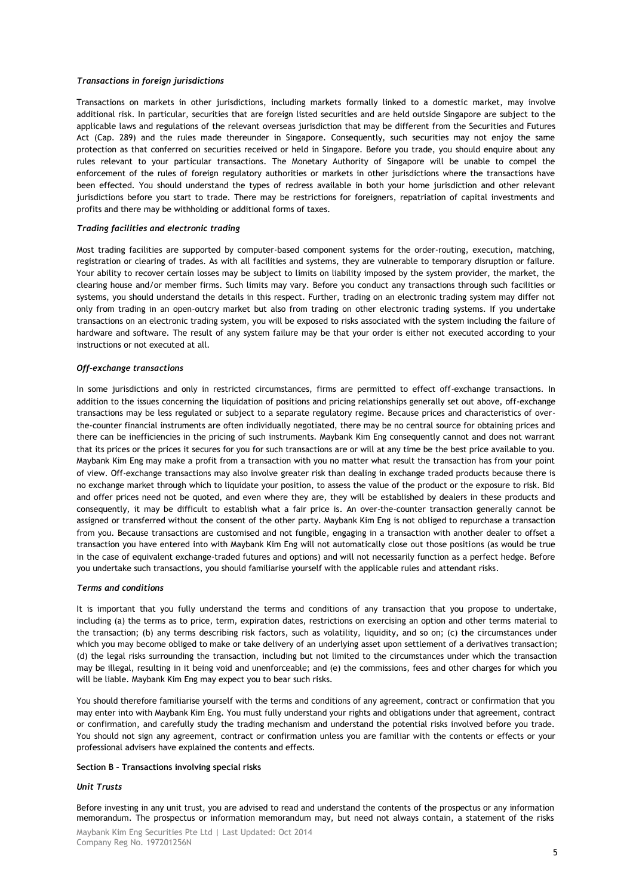*Transactions in foreign jurisdictions*

Transactions on markets in other jurisdictions, including markets formally linked to a domestic market, may involve additional risk. In particular, securities that are foreign listed securities and are held outside Singapore are subject to the applicable laws and regulations of the relevant overseas jurisdiction that may be different from the Securities and Futures Act (Cap. 289) and the rules made thereunder in Singapore. Consequently, such securities may not enjoy the same protection as that conferred on securities received or held in Singapore. Before you trade, you should enquire about any rules relevant to your particular transactions. The Monetary Authority of Singapore will be unable to compel the enforcement of the rules of foreign regulatory authorities or markets in other jurisdictions where the transactions have been effected. You should understand the types of redress available in both your home jurisdiction and other relevant jurisdictions before you start to trade. There may be restrictions for foreigners, repatriation of capital investments and profits and there may be withholding or additional forms of taxes.

*Trading facilities and electronic trading*

Most trading facilities are supported by computer-based component systems for the order-routing, execution, matching, registration or clearing of trades. As with all facilities and systems, they are vulnerable to temporary disruption or failure. Your ability to recover certain losses may be subject to limits on liability imposed by the system provider, the market, the clearing house and/or member firms. Such limits may vary. Before you conduct any transactions through such facilities or systems, you should understand the details in this respect. Further, trading on an electronic trading system may differ not only from trading in an open-outcry market but also from trading on other electronic trading systems. If you undertake transactions on an electronic trading system, you will be exposed to risks associated with the system including the failure of hardware and software. The result of any system failure may be that your order is either not executed according to your instructions or not executed at all.

*Off-exchange transactions*

In some jurisdictions and only in restricted circumstances, firms are permitted to effect off-exchange transactions. In addition to the issues concerning the liquidation of positions and pricing relationships generally set out above, off-exchange transactions may be less regulated or subject to a separate regulatory regime. Because prices and characteristics of over-the-counter financial instruments are often individually negotiated, there may be no central source for obtaining prices and there can be inefficiencies in the pricing of such instruments. Maybank Kim Eng consequently cannot and does not warrant that its prices or the prices it secures for you for such transactions are or will at any time be the best price available to you. Maybank Kim Eng may make a profit from a transaction with you no matter what result the transaction has from your point of view. Off-exchange transactions may also involve greater risk than dealing in exchange traded products because there is no exchange market through which to liquidate your position, to assess the value of the product or the exposure to risk. Bid and offer prices need not be quoted, and even where they are, they will be established by dealers in these products and consequently, it may be difficult to establish what a fair price is. An over-the-counter transaction generally cannot be assigned or transferred without the consent of the other party. Maybank Kim Eng is not obliged to repurchase a transaction from you. Because transactions are customised and not fungible, engaging in a transaction with another dealer to offset a transaction you have entered into with Maybank Kim Eng will not automatically close out those positions (as would be true in the case of equivalent exchange-traded futures and options) and will not necessarily function as a perfect hedge. Before you undertake such transactions, you should familiarise yourself with the applicable rules and attendant risks.

*Terms and conditions*

It is important that you fully understand the terms and conditions of any transaction that you propose to undertake, including (a) the terms as to price, term, expiration dates, restrictions on exercising an option and other terms material to the transaction; (b) any terms describing risk factors, such as volatility, liquidity, and so on; (c) the circumstances under which you may become obliged to make or take delivery of an underlying asset upon settlement of a derivatives transaction; (d) the legal risks surrounding the transaction, including but not limited to the circumstances under which the transaction may be illegal, resulting in it being void and unenforceable; and (e) the commissions, fees and other charges for which you will be liable. Maybank Kim Eng may expect you to bear such risks.

You should therefore familiarise yourself with the terms and conditions of any agreement, contract or confirmation that you may enter into with Maybank Kim Eng. You must fully understand your rights and obligations under that agreement, contract or confirmation, and carefully study the trading mechanism and understand the potential risks involved before you trade. You should not sign any agreement, contract or confirmation unless you are familiar with the contents or effects or your professional advisers have explained the contents and effects.

**Section B – Transactions involving special risks**

*Unit Trusts*

Before investing in any unit trust, you are advised to read and understand the contents of the prospectus or any information memorandum. The prospectus or information memorandum may, but need not always contain, a statement of the risks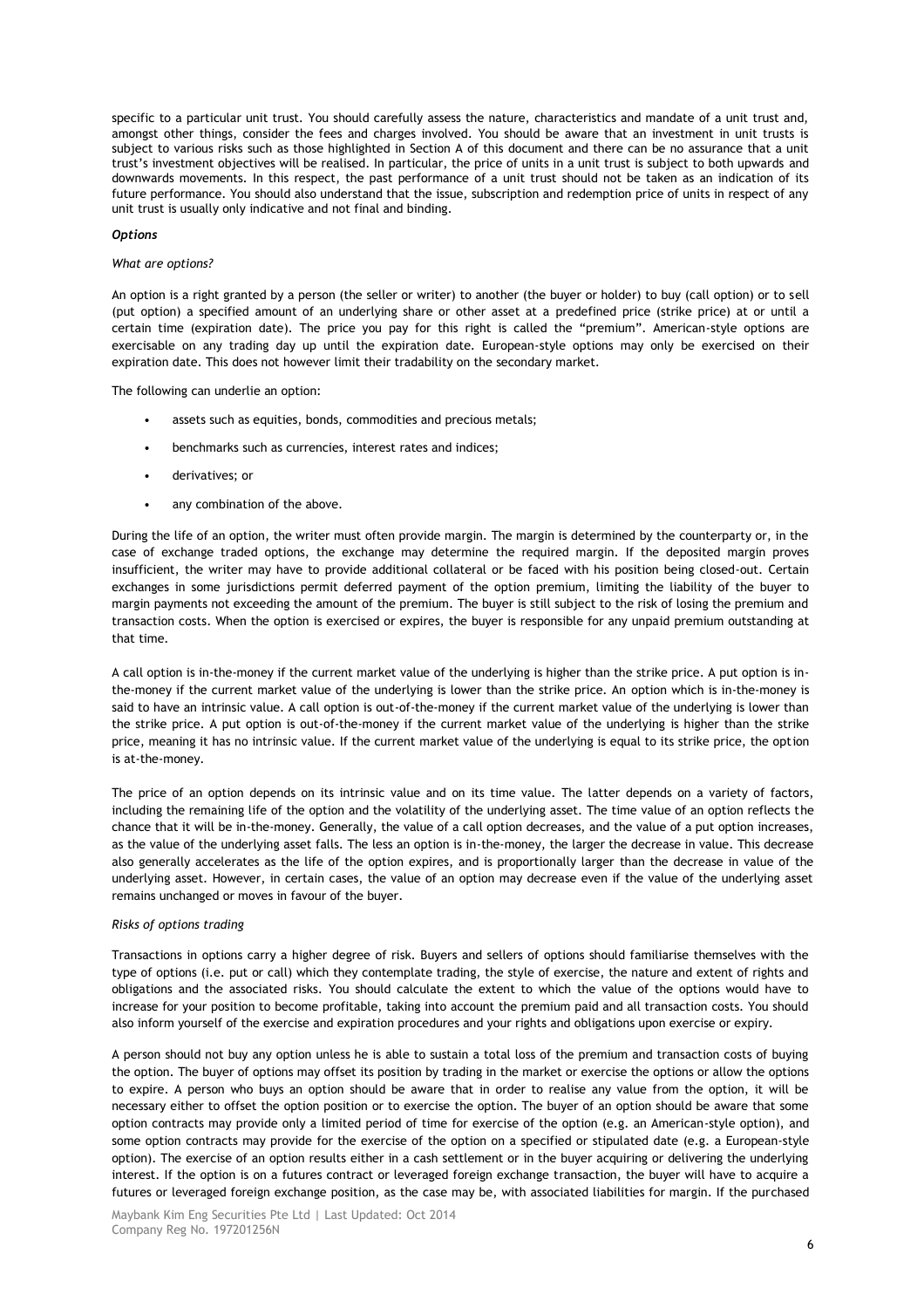specific to a particular unit trust. You should carefully assess the nature, characteristics and mandate of a unit trust and, amongst other things, consider the fees and charges involved. You should be aware that an investment in unit trusts is subject to various risks such as those highlighted in Section A of this document and there can be no assurance that a unit trust's investment objectives will be realised. In particular, the price of units in a unit trust is subject to both upwards and downwards movements. In this respect, the past performance of a unit trust should not be taken as an indication of its future performance. You should also understand that the issue, subscription and redemption price of units in respect of any unit trust is usually only indicative and not final and binding.

***Options***

*What are options?*

An option is a right granted by a person (the seller or writer) to another (the buyer or holder) to buy (call option) or to sell (put option) a specified amount of an underlying share or other asset at a predefined price (strike price) at or until a certain time (expiration date). The price you pay for this right is called the "premium". American-style options are exercisable on any trading day up until the expiration date. European-style options may only be exercised on their expiration date. This does not however limit their tradability on the secondary market.

The following can underlie an option:

- assets such as equities, bonds, commodities and precious metals;
- benchmarks such as currencies, interest rates and indices;
- derivatives; or
- any combination of the above.

During the life of an option, the writer must often provide margin. The margin is determined by the counterparty or, in the case of exchange traded options, the exchange may determine the required margin. If the deposited margin proves insufficient, the writer may have to provide additional collateral or be faced with his position being closed-out. Certain exchanges in some jurisdictions permit deferred payment of the option premium, limiting the liability of the buyer to margin payments not exceeding the amount of the premium. The buyer is still subject to the risk of losing the premium and transaction costs. When the option is exercised or expires, the buyer is responsible for any unpaid premium outstanding at that time.

A call option is in-the-money if the current market value of the underlying is higher than the strike price. A put option is in-the-money if the current market value of the underlying is lower than the strike price. An option which is in-the-money is said to have an intrinsic value. A call option is out-of-the-money if the current market value of the underlying is lower than the strike price. A put option is out-of-the-money if the current market value of the underlying is higher than the strike price, meaning it has no intrinsic value. If the current market value of the underlying is equal to its strike price, the option is at-the-money.

The price of an option depends on its intrinsic value and on its time value. The latter depends on a variety of factors, including the remaining life of the option and the volatility of the underlying asset. The time value of an option reflects the chance that it will be in-the-money. Generally, the value of a call option decreases, and the value of a put option increases, as the value of the underlying asset falls. The less an option is in-the-money, the larger the decrease in value. This decrease also generally accelerates as the life of the option expires, and is proportionally larger than the decrease in value of the underlying asset. However, in certain cases, the value of an option may decrease even if the value of the underlying asset remains unchanged or moves in favour of the buyer.

*Risks of options trading*

Transactions in options carry a higher degree of risk. Buyers and sellers of options should familiarise themselves with the type of options (i.e. put or call) which they contemplate trading, the style of exercise, the nature and extent of rights and obligations and the associated risks. You should calculate the extent to which the value of the options would have to increase for your position to become profitable, taking into account the premium paid and all transaction costs. You should also inform yourself of the exercise and expiration procedures and your rights and obligations upon exercise or expiry.

A person should not buy any option unless he is able to sustain a total loss of the premium and transaction costs of buying the option. The buyer of options may offset its position by trading in the market or exercise the options or allow the options to expire. A person who buys an option should be aware that in order to realise any value from the option, it will be necessary either to offset the option position or to exercise the option. The buyer of an option should be aware that some option contracts may provide only a limited period of time for exercise of the option (e.g. an American-style option), and some option contracts may provide for the exercise of the option on a specified or stipulated date (e.g. a European-style option). The exercise of an option results either in a cash settlement or in the buyer acquiring or delivering the underlying interest. If the option is on a futures contract or leveraged foreign exchange transaction, the buyer will have to acquire a futures or leveraged foreign exchange position, as the case may be, with associated liabilities for margin. If the purchased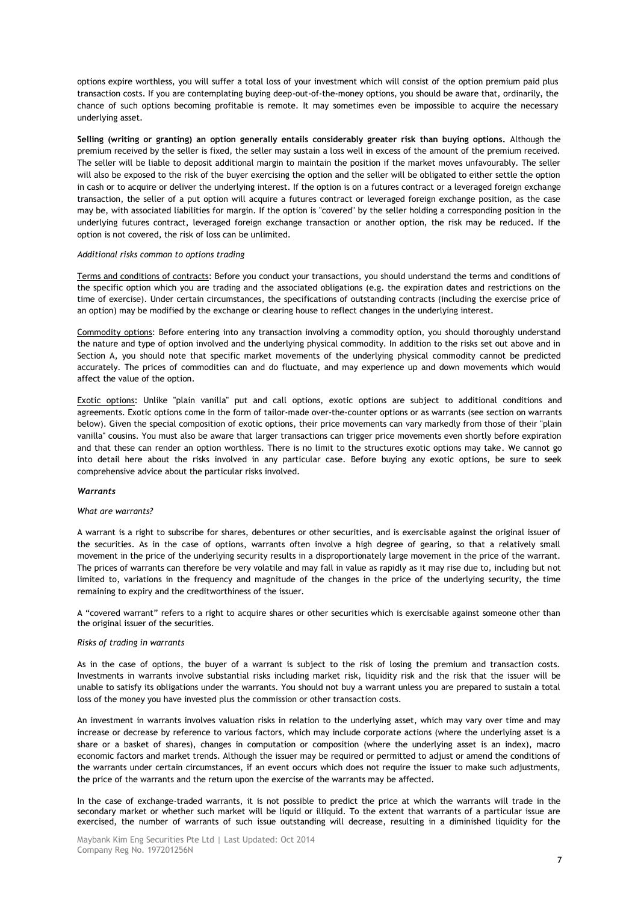options expire worthless, you will suffer a total loss of your investment which will consist of the option premium paid plus transaction costs. If you are contemplating buying deep-out-of-the-money options, you should be aware that, ordinarily, the chance of such options becoming profitable is remote. It may sometimes even be impossible to acquire the necessary underlying asset.

**Selling (writing or granting) an option generally entails considerably greater risk than buying options.** Although the premium received by the seller is fixed, the seller may sustain a loss well in excess of the amount of the premium received. The seller will be liable to deposit additional margin to maintain the position if the market moves unfavourably. The seller will also be exposed to the risk of the buyer exercising the option and the seller will be obligated to either settle the option in cash or to acquire or deliver the underlying interest. If the option is on a futures contract or a leveraged foreign exchange transaction, the seller of a put option will acquire a futures contract or leveraged foreign exchange position, as the case may be, with associated liabilities for margin. If the option is "covered" by the seller holding a corresponding position in the underlying futures contract, leveraged foreign exchange transaction or another option, the risk may be reduced. If the option is not covered, the risk of loss can be unlimited.

*Additional risks common to options trading*

Terms and conditions of contracts: Before you conduct your transactions, you should understand the terms and conditions of the specific option which you are trading and the associated obligations (e.g. the expiration dates and restrictions on the time of exercise). Under certain circumstances, the specifications of outstanding contracts (including the exercise price of an option) may be modified by the exchange or clearing house to reflect changes in the underlying interest.

Commodity options: Before entering into any transaction involving a commodity option, you should thoroughly understand the nature and type of option involved and the underlying physical commodity. In addition to the risks set out above and in Section A, you should note that specific market movements of the underlying physical commodity cannot be predicted accurately. The prices of commodities can and do fluctuate, and may experience up and down movements which would affect the value of the option.

Exotic options: Unlike "plain vanilla" put and call options, exotic options are subject to additional conditions and agreements. Exotic options come in the form of tailor-made over-the-counter options or as warrants (see section on warrants below). Given the special composition of exotic options, their price movements can vary markedly from those of their "plain vanilla" cousins. You must also be aware that larger transactions can trigger price movements even shortly before expiration and that these can render an option worthless. There is no limit to the structures exotic options may take. We cannot go into detail here about the risks involved in any particular case. Before buying any exotic options, be sure to seek comprehensive advice about the particular risks involved.

***Warrants***

*What are warrants?*

A warrant is a right to subscribe for shares, debentures or other securities, and is exercisable against the original issuer of the securities. As in the case of options, warrants often involve a high degree of gearing, so that a relatively small movement in the price of the underlying security results in a disproportionately large movement in the price of the warrant. The prices of warrants can therefore be very volatile and may fall in value as rapidly as it may rise due to, including but not limited to, variations in the frequency and magnitude of the changes in the price of the underlying security, the time remaining to expiry and the creditworthiness of the issuer.

A "covered warrant" refers to a right to acquire shares or other securities which is exercisable against someone other than the original issuer of the securities.

*Risks of trading in warrants*

As in the case of options, the buyer of a warrant is subject to the risk of losing the premium and transaction costs. Investments in warrants involve substantial risks including market risk, liquidity risk and the risk that the issuer will be unable to satisfy its obligations under the warrants. You should not buy a warrant unless you are prepared to sustain a total loss of the money you have invested plus the commission or other transaction costs.

An investment in warrants involves valuation risks in relation to the underlying asset, which may vary over time and may increase or decrease by reference to various factors, which may include corporate actions (where the underlying asset is a share or a basket of shares), changes in computation or composition (where the underlying asset is an index), macro economic factors and market trends. Although the issuer may be required or permitted to adjust or amend the conditions of the warrants under certain circumstances, if an event occurs which does not require the issuer to make such adjustments, the price of the warrants and the return upon the exercise of the warrants may be affected.

In the case of exchange-traded warrants, it is not possible to predict the price at which the warrants will trade in the secondary market or whether such market will be liquid or illiquid. To the extent that warrants of a particular issue are exercised, the number of warrants of such issue outstanding will decrease, resulting in a diminished liquidity for the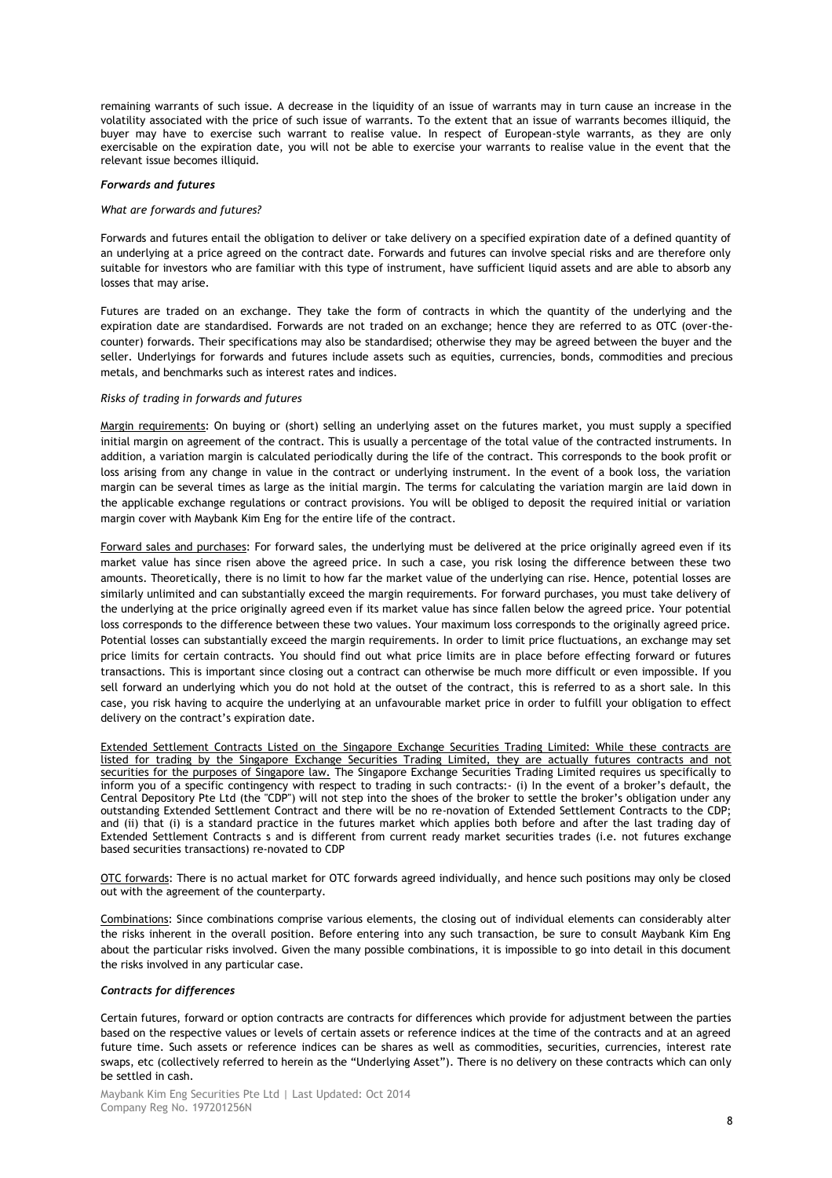remaining warrants of such issue. A decrease in the liquidity of an issue of warrants may in turn cause an increase in the volatility associated with the price of such issue of warrants. To the extent that an issue of warrants becomes illiquid, the buyer may have to exercise such warrant to realise value. In respect of European-style warrants, as they are only exercisable on the expiration date, you will not be able to exercise your warrants to realise value in the event that the relevant issue becomes illiquid.

***Forwards and futures***

*What are forwards and futures?*

Forwards and futures entail the obligation to deliver or take delivery on a specified expiration date of a defined quantity of an underlying at a price agreed on the contract date. Forwards and futures can involve special risks and are therefore only suitable for investors who are familiar with this type of instrument, have sufficient liquid assets and are able to absorb any losses that may arise.

Futures are traded on an exchange. They take the form of contracts in which the quantity of the underlying and the expiration date are standardised. Forwards are not traded on an exchange; hence they are referred to as OTC (over-the-counter) forwards. Their specifications may also be standardised; otherwise they may be agreed between the buyer and the seller. Underlyings for forwards and futures include assets such as equities, currencies, bonds, commodities and precious metals, and benchmarks such as interest rates and indices.

*Risks of trading in forwards and futures*

<u>Margin requirements</u>: On buying or (short) selling an underlying asset on the futures market, you must supply a specified initial margin on agreement of the contract. This is usually a percentage of the total value of the contracted instruments. In addition, a variation margin is calculated periodically during the life of the contract. This corresponds to the book profit or loss arising from any change in value in the contract or underlying instrument. In the event of a book loss, the variation margin can be several times as large as the initial margin. The terms for calculating the variation margin are laid down in the applicable exchange regulations or contract provisions. You will be obliged to deposit the required initial or variation margin cover with Maybank Kim Eng for the entire life of the contract.

<u>Forward sales and purchases</u>: For forward sales, the underlying must be delivered at the price originally agreed even if its market value has since risen above the agreed price. In such a case, you risk losing the difference between these two amounts. Theoretically, there is no limit to how far the market value of the underlying can rise. Hence, potential losses are similarly unlimited and can substantially exceed the margin requirements. For forward purchases, you must take delivery of the underlying at the price originally agreed even if its market value has since fallen below the agreed price. Your potential loss corresponds to the difference between these two values. Your maximum loss corresponds to the originally agreed price. Potential losses can substantially exceed the margin requirements. In order to limit price fluctuations, an exchange may set price limits for certain contracts. You should find out what price limits are in place before effecting forward or futures transactions. This is important since closing out a contract can otherwise be much more difficult or even impossible. If you sell forward an underlying which you do not hold at the outset of the contract, this is referred to as a short sale. In this case, you risk having to acquire the underlying at an unfavourable market price in order to fulfill your obligation to effect delivery on the contract's expiration date.

<u>Extended Settlement Contracts Listed on the Singapore Exchange Securities Trading Limited: While these contracts are listed for trading by the Singapore Exchange Securities Trading Limited, they are actually futures contracts and not securities for the purposes of Singapore law.</u> The Singapore Exchange Securities Trading Limited requires us specifically to inform you of a specific contingency with respect to trading in such contracts:- (i) In the event of a broker's default, the Central Depository Pte Ltd (the "CDP") will not step into the shoes of the broker to settle the broker's obligation under any outstanding Extended Settlement Contract and there will be no re-novation of Extended Settlement Contracts to the CDP; and (ii) that (i) is a standard practice in the futures market which applies both before and after the last trading day of Extended Settlement Contracts s and is different from current ready market securities trades (i.e. not futures exchange based securities transactions) re-novated to CDP

<u>OTC forwards</u>: There is no actual market for OTC forwards agreed individually, and hence such positions may only be closed out with the agreement of the counterparty.

<u>Combinations</u>: Since combinations comprise various elements, the closing out of individual elements can considerably alter the risks inherent in the overall position. Before entering into any such transaction, be sure to consult Maybank Kim Eng about the particular risks involved. Given the many possible combinations, it is impossible to go into detail in this document the risks involved in any particular case.

***Contracts for differences***

Certain futures, forward or option contracts are contracts for differences which provide for adjustment between the parties based on the respective values or levels of certain assets or reference indices at the time of the contracts and at an agreed future time. Such assets or reference indices can be shares as well as commodities, securities, currencies, interest rate swaps, etc (collectively referred to herein as the "Underlying Asset"). There is no delivery on these contracts which can only be settled in cash.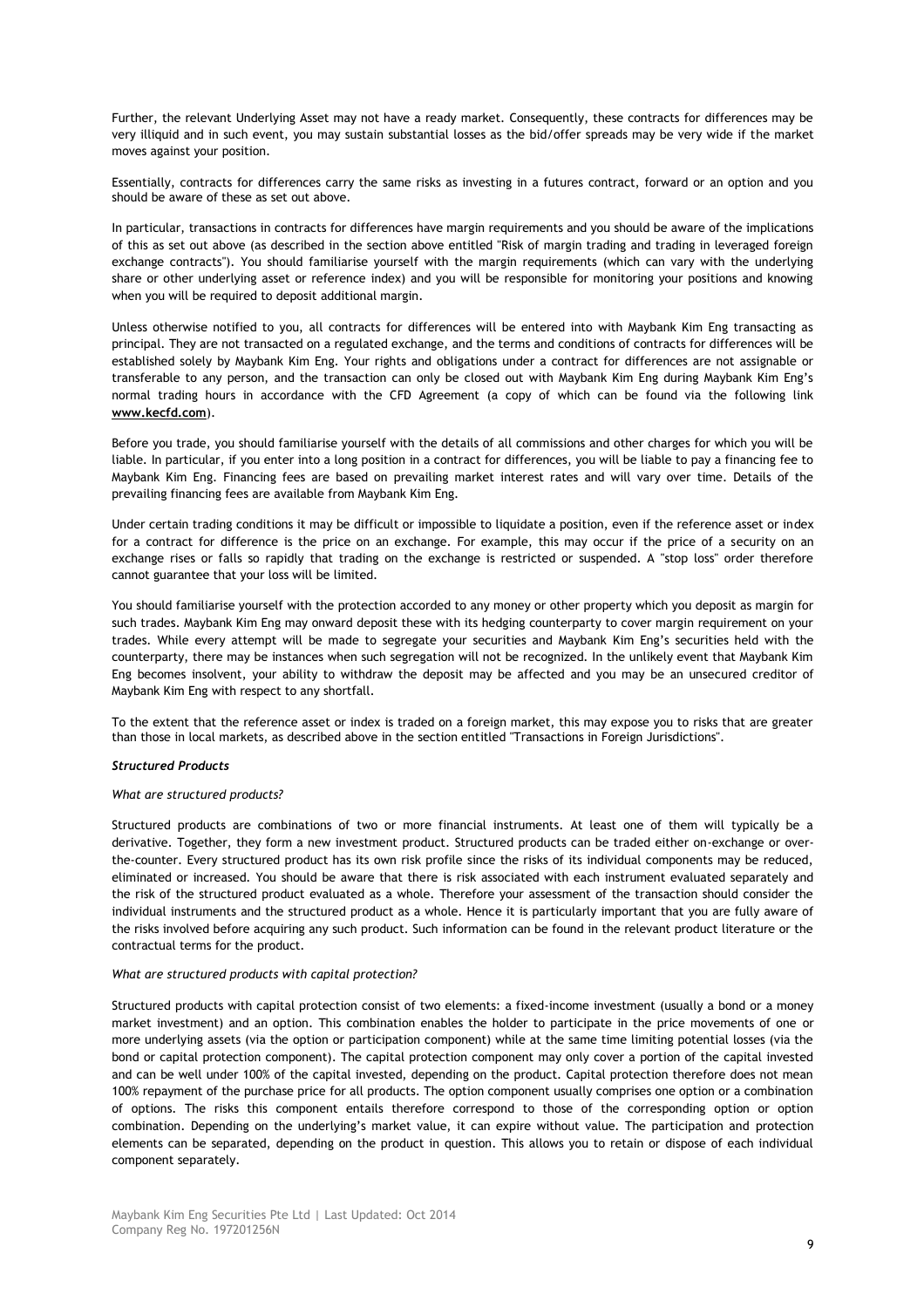Further, the relevant Underlying Asset may not have a ready market. Consequently, these contracts for differences may be very illiquid and in such event, you may sustain substantial losses as the bid/offer spreads may be very wide if the market moves against your position.

Essentially, contracts for differences carry the same risks as investing in a futures contract, forward or an option and you should be aware of these as set out above.

In particular, transactions in contracts for differences have margin requirements and you should be aware of the implications of this as set out above (as described in the section above entitled "Risk of margin trading and trading in leveraged foreign exchange contracts"). You should familiarise yourself with the margin requirements (which can vary with the underlying share or other underlying asset or reference index) and you will be responsible for monitoring your positions and knowing when you will be required to deposit additional margin.

Unless otherwise notified to you, all contracts for differences will be entered into with Maybank Kim Eng transacting as principal. They are not transacted on a regulated exchange, and the terms and conditions of contracts for differences will be established solely by Maybank Kim Eng. Your rights and obligations under a contract for differences are not assignable or transferable to any person, and the transaction can only be closed out with Maybank Kim Eng during Maybank Kim Eng's normal trading hours in accordance with the CFD Agreement (a copy of which can be found via the following link **www.kecfd.com**).

Before you trade, you should familiarise yourself with the details of all commissions and other charges for which you will be liable. In particular, if you enter into a long position in a contract for differences, you will be liable to pay a financing fee to Maybank Kim Eng. Financing fees are based on prevailing market interest rates and will vary over time. Details of the prevailing financing fees are available from Maybank Kim Eng.

Under certain trading conditions it may be difficult or impossible to liquidate a position, even if the reference asset or index for a contract for difference is the price on an exchange. For example, this may occur if the price of a security on an exchange rises or falls so rapidly that trading on the exchange is restricted or suspended. A "stop loss" order therefore cannot guarantee that your loss will be limited.

You should familiarise yourself with the protection accorded to any money or other property which you deposit as margin for such trades. Maybank Kim Eng may onward deposit these with its hedging counterparty to cover margin requirement on your trades. While every attempt will be made to segregate your securities and Maybank Kim Eng's securities held with the counterparty, there may be instances when such segregation will not be recognized. In the unlikely event that Maybank Kim Eng becomes insolvent, your ability to withdraw the deposit may be affected and you may be an unsecured creditor of Maybank Kim Eng with respect to any shortfall.

To the extent that the reference asset or index is traded on a foreign market, this may expose you to risks that are greater than those in local markets, as described above in the section entitled "Transactions in Foreign Jurisdictions".

***Structured Products***

*What are structured products?*

Structured products are combinations of two or more financial instruments. At least one of them will typically be a derivative. Together, they form a new investment product. Structured products can be traded either on-exchange or over-the-counter. Every structured product has its own risk profile since the risks of its individual components may be reduced, eliminated or increased. You should be aware that there is risk associated with each instrument evaluated separately and the risk of the structured product evaluated as a whole. Therefore your assessment of the transaction should consider the individual instruments and the structured product as a whole. Hence it is particularly important that you are fully aware of the risks involved before acquiring any such product. Such information can be found in the relevant product literature or the contractual terms for the product.

*What are structured products with capital protection?*

Structured products with capital protection consist of two elements: a fixed-income investment (usually a bond or a money market investment) and an option. This combination enables the holder to participate in the price movements of one or more underlying assets (via the option or participation component) while at the same time limiting potential losses (via the bond or capital protection component). The capital protection component may only cover a portion of the capital invested and can be well under 100% of the capital invested, depending on the product. Capital protection therefore does not mean 100% repayment of the purchase price for all products. The option component usually comprises one option or a combination of options. The risks this component entails therefore correspond to those of the corresponding option or option combination. Depending on the underlying's market value, it can expire without value. The participation and protection elements can be separated, depending on the product in question. This allows you to retain or dispose of each individual component separately.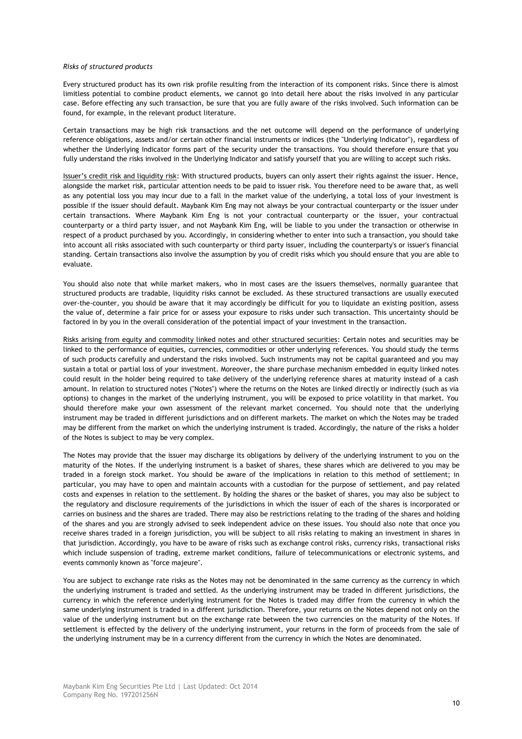*Risks of structured products*

Every structured product has its own risk profile resulting from the interaction of its component risks. Since there is almost limitless potential to combine product elements, we cannot go into detail here about the risks involved in any particular case. Before effecting any such transaction, be sure that you are fully aware of the risks involved. Such information can be found, for example, in the relevant product literature.

Certain transactions may be high risk transactions and the net outcome will depend on the performance of underlying reference obligations, assets and/or certain other financial instruments or indices (the "Underlying Indicator"), regardless of whether the Underlying Indicator forms part of the security under the transactions. You should therefore ensure that you fully understand the risks involved in the Underlying Indicator and satisfy yourself that you are willing to accept such risks.

Issuer's credit risk and liquidity risk: With structured products, buyers can only assert their rights against the issuer. Hence, alongside the market risk, particular attention needs to be paid to issuer risk. You therefore need to be aware that, as well as any potential loss you may incur due to a fall in the market value of the underlying, a total loss of your investment is possible if the issuer should default. Maybank Kim Eng may not always be your contractual counterparty or the issuer under certain transactions. Where Maybank Kim Eng is not your contractual counterparty or the issuer, your contractual counterparty or a third party issuer, and not Maybank Kim Eng, will be liable to you under the transaction or otherwise in respect of a product purchased by you. Accordingly, in considering whether to enter into such a transaction, you should take into account all risks associated with such counterparty or third party issuer, including the counterparty's or issuer's financial standing. Certain transactions also involve the assumption by you of credit risks which you should ensure that you are able to evaluate.

You should also note that while market makers, who in most cases are the issuers themselves, normally guarantee that structured products are tradable, liquidity risks cannot be excluded. As these structured transactions are usually executed over-the-counter, you should be aware that it may accordingly be difficult for you to liquidate an existing position, assess the value of, determine a fair price for or assess your exposure to risks under such transaction. This uncertainty should be factored in by you in the overall consideration of the potential impact of your investment in the transaction.

Risks arising from equity and commodity linked notes and other structured securities: Certain notes and securities may be linked to the performance of equities, currencies, commodities or other underlying references. You should study the terms of such products carefully and understand the risks involved. Such instruments may not be capital guaranteed and you may sustain a total or partial loss of your investment. Moreover, the share purchase mechanism embedded in equity linked notes could result in the holder being required to take delivery of the underlying reference shares at maturity instead of a cash amount. In relation to structured notes ("Notes") where the returns on the Notes are linked directly or indirectly (such as via options) to changes in the market of the underlying instrument, you will be exposed to price volatility in that market. You should therefore make your own assessment of the relevant market concerned. You should note that the underlying instrument may be traded in different jurisdictions and on different markets. The market on which the Notes may be traded may be different from the market on which the underlying instrument is traded. Accordingly, the nature of the risks a holder of the Notes is subject to may be very complex.

The Notes may provide that the issuer may discharge its obligations by delivery of the underlying instrument to you on the maturity of the Notes. If the underlying instrument is a basket of shares, these shares which are delivered to you may be traded in a foreign stock market. You should be aware of the implications in relation to this method of settlement; in particular, you may have to open and maintain accounts with a custodian for the purpose of settlement, and pay related costs and expenses in relation to the settlement. By holding the shares or the basket of shares, you may also be subject to the regulatory and disclosure requirements of the jurisdictions in which the issuer of each of the shares is incorporated or carries on business and the shares are traded. There may also be restrictions relating to the trading of the shares and holding of the shares and you are strongly advised to seek independent advice on these issues. You should also note that once you receive shares traded in a foreign jurisdiction, you will be subject to all risks relating to making an investment in shares in that jurisdiction. Accordingly, you have to be aware of risks such as exchange control risks, currency risks, transactional risks which include suspension of trading, extreme market conditions, failure of telecommunications or electronic systems, and events commonly known as "force majeure".

You are subject to exchange rate risks as the Notes may not be denominated in the same currency as the currency in which the underlying instrument is traded and settled. As the underlying instrument may be traded in different jurisdictions, the currency in which the reference underlying instrument for the Notes is traded may differ from the currency in which the same underlying instrument is traded in a different jurisdiction. Therefore, your returns on the Notes depend not only on the value of the underlying instrument but on the exchange rate between the two currencies on the maturity of the Notes. If settlement is effected by the delivery of the underlying instrument, your returns in the form of proceeds from the sale of the underlying instrument may be in a currency different from the currency in which the Notes are denominated.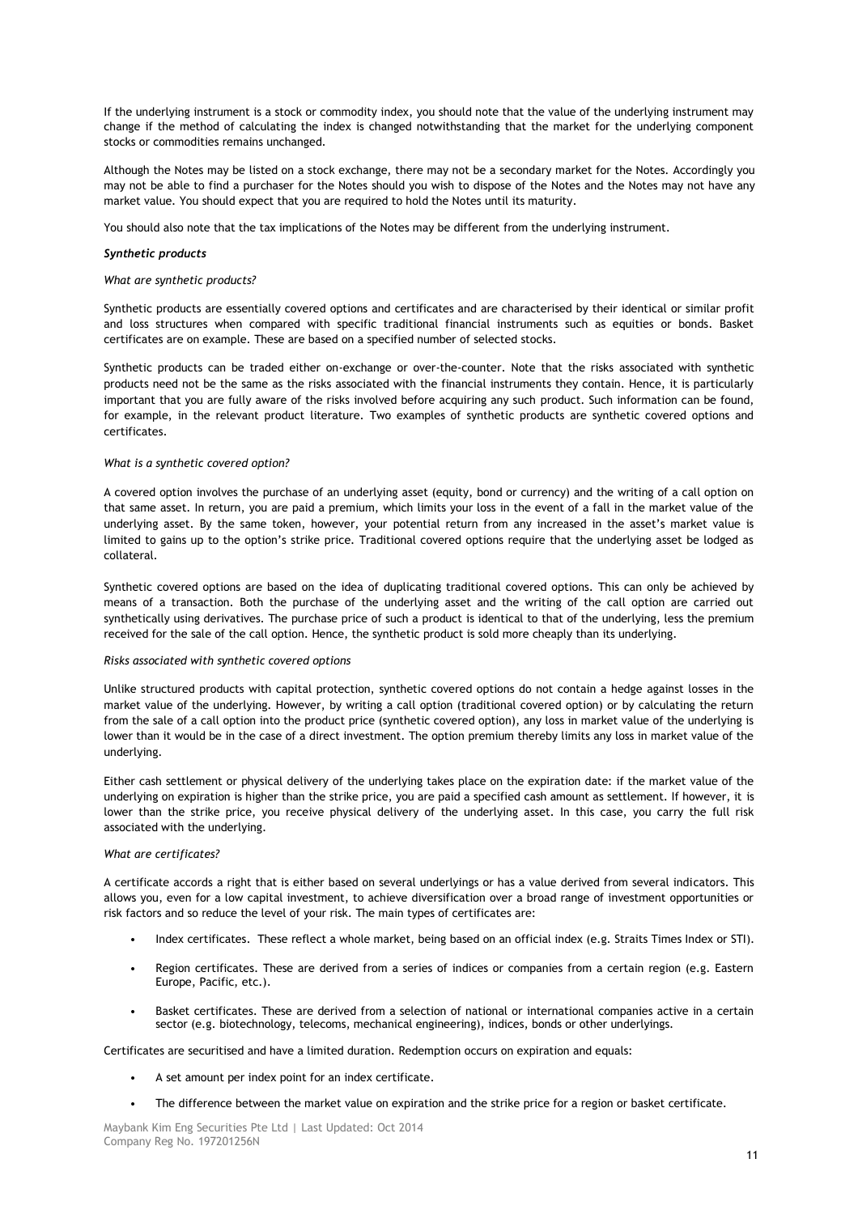If the underlying instrument is a stock or commodity index, you should note that the value of the underlying instrument may change if the method of calculating the index is changed notwithstanding that the market for the underlying component stocks or commodities remains unchanged.

Although the Notes may be listed on a stock exchange, there may not be a secondary market for the Notes. Accordingly you may not be able to find a purchaser for the Notes should you wish to dispose of the Notes and the Notes may not have any market value. You should expect that you are required to hold the Notes until its maturity.

You should also note that the tax implications of the Notes may be different from the underlying instrument.

***Synthetic products***

*What are synthetic products?*

Synthetic products are essentially covered options and certificates and are characterised by their identical or similar profit and loss structures when compared with specific traditional financial instruments such as equities or bonds. Basket certificates are on example. These are based on a specified number of selected stocks.

Synthetic products can be traded either on-exchange or over-the-counter. Note that the risks associated with synthetic products need not be the same as the risks associated with the financial instruments they contain. Hence, it is particularly important that you are fully aware of the risks involved before acquiring any such product. Such information can be found, for example, in the relevant product literature. Two examples of synthetic products are synthetic covered options and certificates.

*What is a synthetic covered option?*

A covered option involves the purchase of an underlying asset (equity, bond or currency) and the writing of a call option on that same asset. In return, you are paid a premium, which limits your loss in the event of a fall in the market value of the underlying asset. By the same token, however, your potential return from any increased in the asset's market value is limited to gains up to the option's strike price. Traditional covered options require that the underlying asset be lodged as collateral.

Synthetic covered options are based on the idea of duplicating traditional covered options. This can only be achieved by means of a transaction. Both the purchase of the underlying asset and the writing of the call option are carried out synthetically using derivatives. The purchase price of such a product is identical to that of the underlying, less the premium received for the sale of the call option. Hence, the synthetic product is sold more cheaply than its underlying.

*Risks associated with synthetic covered options*

Unlike structured products with capital protection, synthetic covered options do not contain a hedge against losses in the market value of the underlying. However, by writing a call option (traditional covered option) or by calculating the return from the sale of a call option into the product price (synthetic covered option), any loss in market value of the underlying is lower than it would be in the case of a direct investment. The option premium thereby limits any loss in market value of the underlying.

Either cash settlement or physical delivery of the underlying takes place on the expiration date: if the market value of the underlying on expiration is higher than the strike price, you are paid a specified cash amount as settlement. If however, it is lower than the strike price, you receive physical delivery of the underlying asset. In this case, you carry the full risk associated with the underlying.

*What are certificates?*

A certificate accords a right that is either based on several underlyings or has a value derived from several indicators. This allows you, even for a low capital investment, to achieve diversification over a broad range of investment opportunities or risk factors and so reduce the level of your risk. The main types of certificates are:

- Index certificates. These reflect a whole market, being based on an official index (e.g. Straits Times Index or STI).
- Region certificates. These are derived from a series of indices or companies from a certain region (e.g. Eastern Europe, Pacific, etc.).
- Basket certificates. These are derived from a selection of national or international companies active in a certain sector (e.g. biotechnology, telecoms, mechanical engineering), indices, bonds or other underlyings.

Certificates are securitised and have a limited duration. Redemption occurs on expiration and equals:

- A set amount per index point for an index certificate.
- The difference between the market value on expiration and the strike price for a region or basket certificate.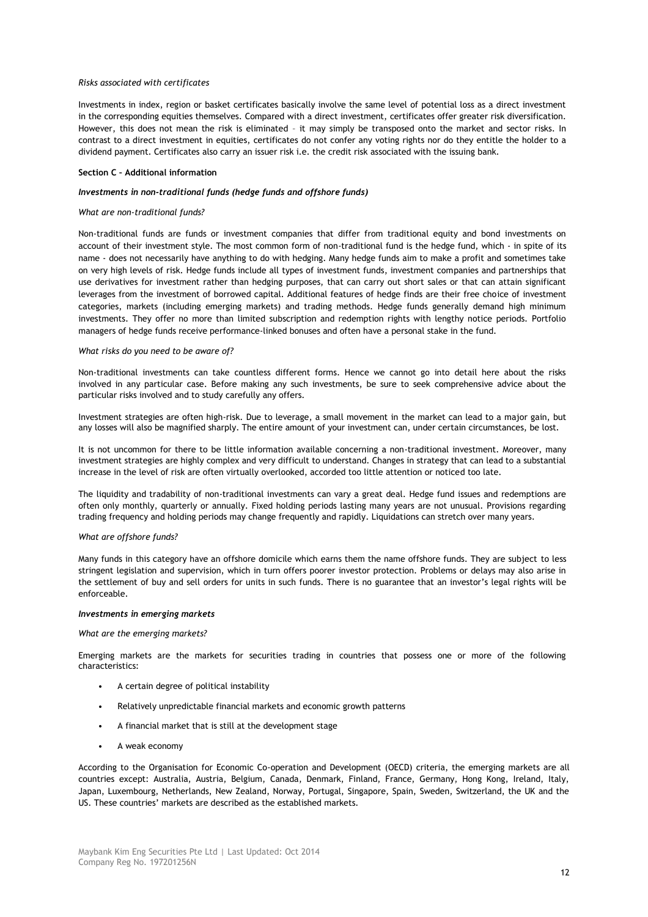*Risks associated with certificates*

Investments in index, region or basket certificates basically involve the same level of potential loss as a direct investment in the corresponding equities themselves. Compared with a direct investment, certificates offer greater risk diversification. However, this does not mean the risk is eliminated – it may simply be transposed onto the market and sector risks. In contrast to a direct investment in equities, certificates do not confer any voting rights nor do they entitle the holder to a dividend payment. Certificates also carry an issuer risk i.e. the credit risk associated with the issuing bank.

**Section C – Additional information**

***Investments in non-traditional funds (hedge funds and offshore funds)***

*What are non-traditional funds?*

Non-traditional funds are funds or investment companies that differ from traditional equity and bond investments on account of their investment style. The most common form of non-traditional fund is the hedge fund, which - in spite of its name - does not necessarily have anything to do with hedging. Many hedge funds aim to make a profit and sometimes take on very high levels of risk. Hedge funds include all types of investment funds, investment companies and partnerships that use derivatives for investment rather than hedging purposes, that can carry out short sales or that can attain significant leverages from the investment of borrowed capital. Additional features of hedge finds are their free choice of investment categories, markets (including emerging markets) and trading methods. Hedge funds generally demand high minimum investments. They offer no more than limited subscription and redemption rights with lengthy notice periods. Portfolio managers of hedge funds receive performance-linked bonuses and often have a personal stake in the fund.

*What risks do you need to be aware of?*

Non-traditional investments can take countless different forms. Hence we cannot go into detail here about the risks involved in any particular case. Before making any such investments, be sure to seek comprehensive advice about the particular risks involved and to study carefully any offers.

Investment strategies are often high-risk. Due to leverage, a small movement in the market can lead to a major gain, but any losses will also be magnified sharply. The entire amount of your investment can, under certain circumstances, be lost.

It is not uncommon for there to be little information available concerning a non-traditional investment. Moreover, many investment strategies are highly complex and very difficult to understand. Changes in strategy that can lead to a substantial increase in the level of risk are often virtually overlooked, accorded too little attention or noticed too late.

The liquidity and tradability of non-traditional investments can vary a great deal. Hedge fund issues and redemptions are often only monthly, quarterly or annually. Fixed holding periods lasting many years are not unusual. Provisions regarding trading frequency and holding periods may change frequently and rapidly. Liquidations can stretch over many years.

*What are offshore funds?*

Many funds in this category have an offshore domicile which earns them the name offshore funds. They are subject to less stringent legislation and supervision, which in turn offers poorer investor protection. Problems or delays may also arise in the settlement of buy and sell orders for units in such funds. There is no guarantee that an investor's legal rights will be enforceable.

***Investments in emerging markets***

*What are the emerging markets?*

Emerging markets are the markets for securities trading in countries that possess one or more of the following characteristics:

- A certain degree of political instability
- Relatively unpredictable financial markets and economic growth patterns
- A financial market that is still at the development stage
- A weak economy

According to the Organisation for Economic Co-operation and Development (OECD) criteria, the emerging markets are all countries except: Australia, Austria, Belgium, Canada, Denmark, Finland, France, Germany, Hong Kong, Ireland, Italy, Japan, Luxembourg, Netherlands, New Zealand, Norway, Portugal, Singapore, Spain, Sweden, Switzerland, the UK and the US. These countries' markets are described as the established markets.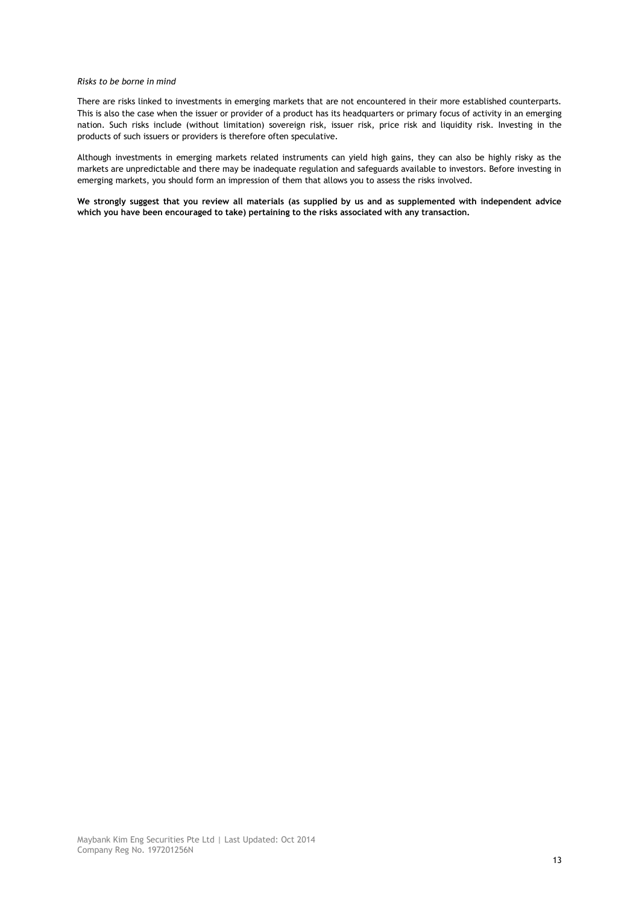*Risks to be borne in mind*

There are risks linked to investments in emerging markets that are not encountered in their more established counterparts. This is also the case when the issuer or provider of a product has its headquarters or primary focus of activity in an emerging nation. Such risks include (without limitation) sovereign risk, issuer risk, price risk and liquidity risk. Investing in the products of such issuers or providers is therefore often speculative.

Although investments in emerging markets related instruments can yield high gains, they can also be highly risky as the markets are unpredictable and there may be inadequate regulation and safeguards available to investors. Before investing in emerging markets, you should form an impression of them that allows you to assess the risks involved.

**We strongly suggest that you review all materials (as supplied by us and as supplemented with independent advice which you have been encouraged to take) pertaining to the risks associated with any transaction.**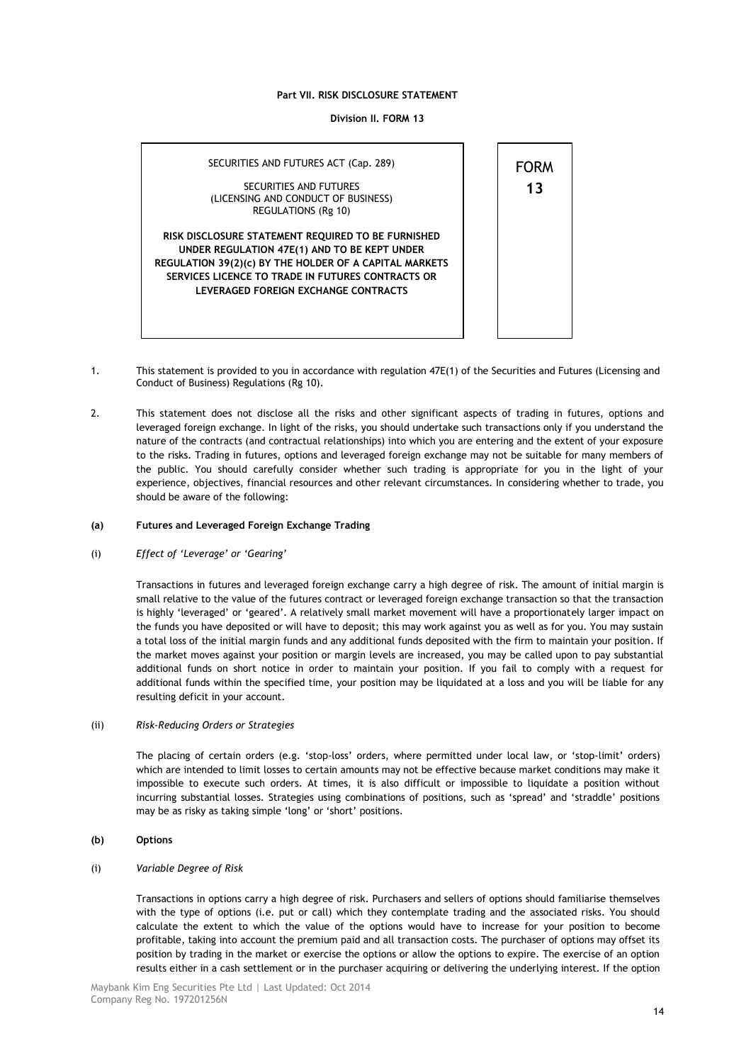**Part VII. RISK DISCLOSURE STATEMENT**

**Division II. FORM 13**

SECURITIES AND FUTURES ACT (Cap. 289)

SECURITIES AND FUTURES
(LICENSING AND CONDUCT OF BUSINESS)
REGULATIONS (Rg 10)

**RISK DISCLOSURE STATEMENT REQUIRED TO BE FURNISHED UNDER REGULATION 47E(1) AND TO BE KEPT UNDER REGULATION 39(2)(c) BY THE HOLDER OF A CAPITAL MARKETS SERVICES LICENCE TO TRADE IN FUTURES CONTRACTS OR LEVERAGED FOREIGN EXCHANGE CONTRACTS**

FORM
**13**

1. This statement is provided to you in accordance with regulation 47E(1) of the Securities and Futures (Licensing and Conduct of Business) Regulations (Rg 10).

2. This statement does not disclose all the risks and other significant aspects of trading in futures, options and leveraged foreign exchange. In light of the risks, you should undertake such transactions only if you understand the nature of the contracts (and contractual relationships) into which you are entering and the extent of your exposure to the risks. Trading in futures, options and leveraged foreign exchange may not be suitable for many members of the public. You should carefully consider whether such trading is appropriate for you in the light of your experience, objectives, financial resources and other relevant circumstances. In considering whether to trade, you should be aware of the following:

**(a) Futures and Leveraged Foreign Exchange Trading**

(i) *Effect of 'Leverage' or 'Gearing'*

Transactions in futures and leveraged foreign exchange carry a high degree of risk. The amount of initial margin is small relative to the value of the futures contract or leveraged foreign exchange transaction so that the transaction is highly 'leveraged' or 'geared'. A relatively small market movement will have a proportionately larger impact on the funds you have deposited or will have to deposit; this may work against you as well as for you. You may sustain a total loss of the initial margin funds and any additional funds deposited with the firm to maintain your position. If the market moves against your position or margin levels are increased, you may be called upon to pay substantial additional funds on short notice in order to maintain your position. If you fail to comply with a request for additional funds within the specified time, your position may be liquidated at a loss and you will be liable for any resulting deficit in your account.

(ii) *Risk-Reducing Orders or Strategies*

The placing of certain orders (e.g. 'stop-loss' orders, where permitted under local law, or 'stop-limit' orders) which are intended to limit losses to certain amounts may not be effective because market conditions may make it impossible to execute such orders. At times, it is also difficult or impossible to liquidate a position without incurring substantial losses. Strategies using combinations of positions, such as 'spread' and 'straddle' positions may be as risky as taking simple 'long' or 'short' positions.

**(b) Options**

(i) *Variable Degree of Risk*

Transactions in options carry a high degree of risk. Purchasers and sellers of options should familiarise themselves with the type of options (i.e. put or call) which they contemplate trading and the associated risks. You should calculate the extent to which the value of the options would have to increase for your position to become profitable, taking into account the premium paid and all transaction costs. The purchaser of options may offset its position by trading in the market or exercise the options or allow the options to expire. The exercise of an option results either in a cash settlement or in the purchaser acquiring or delivering the underlying interest. If the option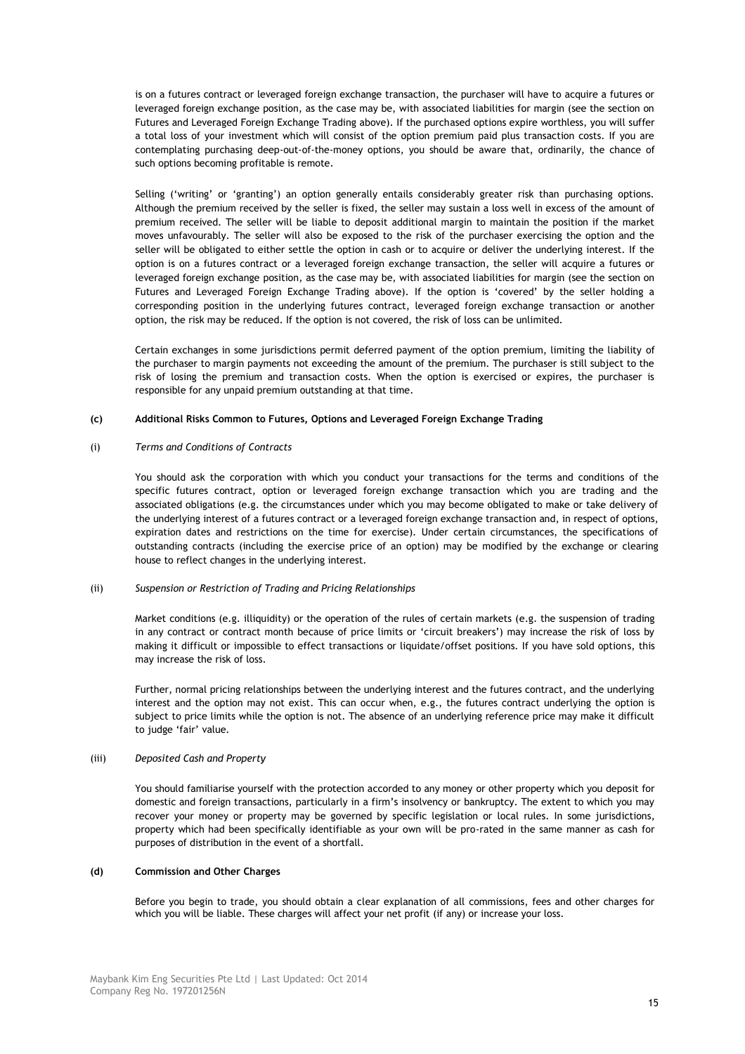is on a futures contract or leveraged foreign exchange transaction, the purchaser will have to acquire a futures or leveraged foreign exchange position, as the case may be, with associated liabilities for margin (see the section on Futures and Leveraged Foreign Exchange Trading above). If the purchased options expire worthless, you will suffer a total loss of your investment which will consist of the option premium paid plus transaction costs. If you are contemplating purchasing deep-out-of-the-money options, you should be aware that, ordinarily, the chance of such options becoming profitable is remote.

Selling ('writing' or 'granting') an option generally entails considerably greater risk than purchasing options. Although the premium received by the seller is fixed, the seller may sustain a loss well in excess of the amount of premium received. The seller will be liable to deposit additional margin to maintain the position if the market moves unfavourably. The seller will also be exposed to the risk of the purchaser exercising the option and the seller will be obligated to either settle the option in cash or to acquire or deliver the underlying interest. If the option is on a futures contract or a leveraged foreign exchange transaction, the seller will acquire a futures or leveraged foreign exchange position, as the case may be, with associated liabilities for margin (see the section on Futures and Leveraged Foreign Exchange Trading above). If the option is 'covered' by the seller holding a corresponding position in the underlying futures contract, leveraged foreign exchange transaction or another option, the risk may be reduced. If the option is not covered, the risk of loss can be unlimited.

Certain exchanges in some jurisdictions permit deferred payment of the option premium, limiting the liability of the purchaser to margin payments not exceeding the amount of the premium. The purchaser is still subject to the risk of losing the premium and transaction costs. When the option is exercised or expires, the purchaser is responsible for any unpaid premium outstanding at that time.

**(c) Additional Risks Common to Futures, Options and Leveraged Foreign Exchange Trading**

(i) *Terms and Conditions of Contracts*

You should ask the corporation with which you conduct your transactions for the terms and conditions of the specific futures contract, option or leveraged foreign exchange transaction which you are trading and the associated obligations (e.g. the circumstances under which you may become obligated to make or take delivery of the underlying interest of a futures contract or a leveraged foreign exchange transaction and, in respect of options, expiration dates and restrictions on the time for exercise). Under certain circumstances, the specifications of outstanding contracts (including the exercise price of an option) may be modified by the exchange or clearing house to reflect changes in the underlying interest.

(ii) *Suspension or Restriction of Trading and Pricing Relationships*

Market conditions (e.g. illiquidity) or the operation of the rules of certain markets (e.g. the suspension of trading in any contract or contract month because of price limits or 'circuit breakers') may increase the risk of loss by making it difficult or impossible to effect transactions or liquidate/offset positions. If you have sold options, this may increase the risk of loss.

Further, normal pricing relationships between the underlying interest and the futures contract, and the underlying interest and the option may not exist. This can occur when, e.g., the futures contract underlying the option is subject to price limits while the option is not. The absence of an underlying reference price may make it difficult to judge 'fair' value.

(iii) *Deposited Cash and Property*

You should familiarise yourself with the protection accorded to any money or other property which you deposit for domestic and foreign transactions, particularly in a firm's insolvency or bankruptcy. The extent to which you may recover your money or property may be governed by specific legislation or local rules. In some jurisdictions, property which had been specifically identifiable as your own will be pro-rated in the same manner as cash for purposes of distribution in the event of a shortfall.

**(d) Commission and Other Charges**

Before you begin to trade, you should obtain a clear explanation of all commissions, fees and other charges for which you will be liable. These charges will affect your net profit (if any) or increase your loss.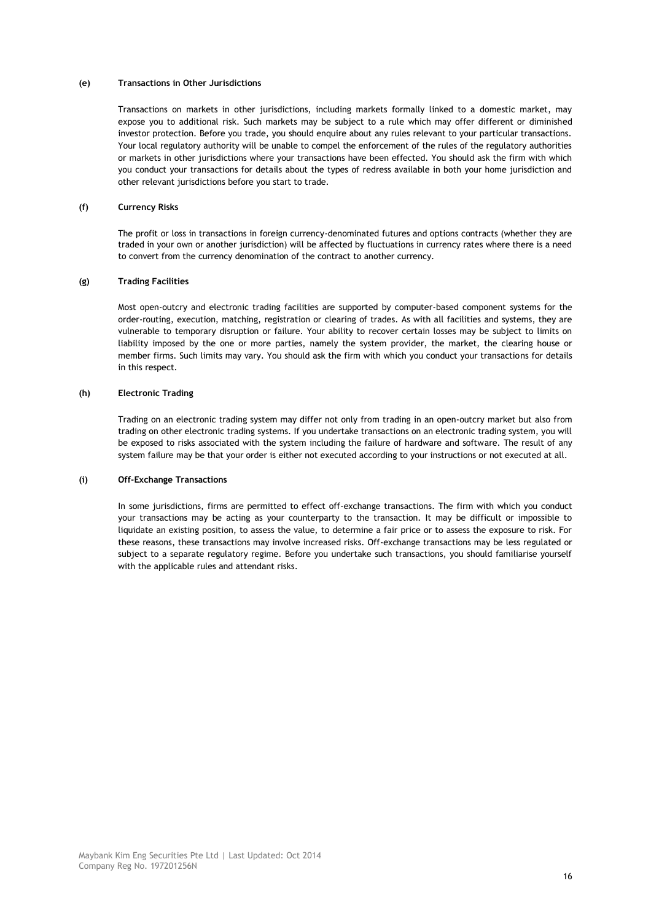**(e) Transactions in Other Jurisdictions**

Transactions on markets in other jurisdictions, including markets formally linked to a domestic market, may expose you to additional risk. Such markets may be subject to a rule which may offer different or diminished investor protection. Before you trade, you should enquire about any rules relevant to your particular transactions. Your local regulatory authority will be unable to compel the enforcement of the rules of the regulatory authorities or markets in other jurisdictions where your transactions have been effected. You should ask the firm with which you conduct your transactions for details about the types of redress available in both your home jurisdiction and other relevant jurisdictions before you start to trade.

**(f) Currency Risks**

The profit or loss in transactions in foreign currency-denominated futures and options contracts (whether they are traded in your own or another jurisdiction) will be affected by fluctuations in currency rates where there is a need to convert from the currency denomination of the contract to another currency.

**(g) Trading Facilities**

Most open-outcry and electronic trading facilities are supported by computer-based component systems for the order-routing, execution, matching, registration or clearing of trades. As with all facilities and systems, they are vulnerable to temporary disruption or failure. Your ability to recover certain losses may be subject to limits on liability imposed by the one or more parties, namely the system provider, the market, the clearing house or member firms. Such limits may vary. You should ask the firm with which you conduct your transactions for details in this respect.

**(h) Electronic Trading**

Trading on an electronic trading system may differ not only from trading in an open-outcry market but also from trading on other electronic trading systems. If you undertake transactions on an electronic trading system, you will be exposed to risks associated with the system including the failure of hardware and software. The result of any system failure may be that your order is either not executed according to your instructions or not executed at all.

**(i) Off-Exchange Transactions**

In some jurisdictions, firms are permitted to effect off-exchange transactions. The firm with which you conduct your transactions may be acting as your counterparty to the transaction. It may be difficult or impossible to liquidate an existing position, to assess the value, to determine a fair price or to assess the exposure to risk. For these reasons, these transactions may involve increased risks. Off-exchange transactions may be less regulated or subject to a separate regulatory regime. Before you undertake such transactions, you should familiarise yourself with the applicable rules and attendant risks.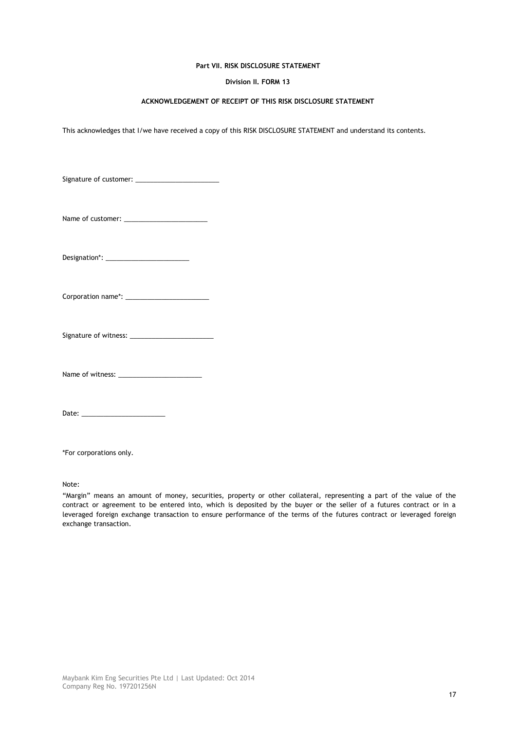**Part VII. RISK DISCLOSURE STATEMENT**

**Division II. FORM 13**

**ACKNOWLEDGEMENT OF RECEIPT OF THIS RISK DISCLOSURE STATEMENT**

This acknowledges that I/we have received a copy of this RISK DISCLOSURE STATEMENT and understand its contents.

Signature of customer: ______________________

Name of customer: ______________________

Designation*: ______________________

Corporation name*: ______________________

Signature of witness: ______________________

Name of witness: ______________________

Date: ______________________

*For corporations only.

Note:

"Margin" means an amount of money, securities, property or other collateral, representing a part of the value of the contract or agreement to be entered into, which is deposited by the buyer or the seller of a futures contract or in a leveraged foreign exchange transaction to ensure performance of the terms of the futures contract or leveraged foreign exchange transaction.

Maybank Kim Eng Securities Pte Ltd | Last Updated: Oct 2014
Company Reg No. 197201256N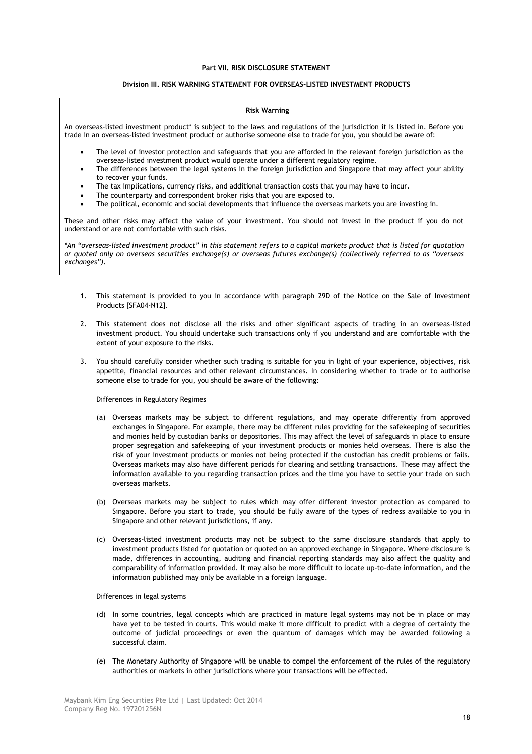**Part VII. RISK DISCLOSURE STATEMENT**

**Division III. RISK WARNING STATEMENT FOR OVERSEAS-LISTED INVESTMENT PRODUCTS**

**Risk Warning**

An overseas-listed investment product* is subject to the laws and regulations of the jurisdiction it is listed in. Before you trade in an overseas-listed investment product or authorise someone else to trade for you, you should be aware of:

- The level of investor protection and safeguards that you are afforded in the relevant foreign jurisdiction as the overseas-listed investment product would operate under a different regulatory regime.
- The differences between the legal systems in the foreign jurisdiction and Singapore that may affect your ability to recover your funds.
- The tax implications, currency risks, and additional transaction costs that you may have to incur.
- The counterparty and correspondent broker risks that you are exposed to.
- The political, economic and social developments that influence the overseas markets you are investing in.

These and other risks may affect the value of your investment. You should not invest in the product if you do not understand or are not comfortable with such risks.

*\*An "overseas-listed investment product" in this statement refers to a capital markets product that is listed for quotation or quoted only on overseas securities exchange(s) or overseas futures exchange(s) (collectively referred to as "overseas exchanges").*

1. This statement is provided to you in accordance with paragraph 29D of the Notice on the Sale of Investment Products [SFA04-N12].

2. This statement does not disclose all the risks and other significant aspects of trading in an overseas-listed investment product. You should undertake such transactions only if you understand and are comfortable with the extent of your exposure to the risks.

3. You should carefully consider whether such trading is suitable for you in light of your experience, objectives, risk appetite, financial resources and other relevant circumstances. In considering whether to trade or to authorise someone else to trade for you, you should be aware of the following:

<u>Differences in Regulatory Regimes</u>

(a) Overseas markets may be subject to different regulations, and may operate differently from approved exchanges in Singapore. For example, there may be different rules providing for the safekeeping of securities and monies held by custodian banks or depositories. This may affect the level of safeguards in place to ensure proper segregation and safekeeping of your investment products or monies held overseas. There is also the risk of your investment products or monies not being protected if the custodian has credit problems or fails. Overseas markets may also have different periods for clearing and settling transactions. These may affect the information available to you regarding transaction prices and the time you have to settle your trade on such overseas markets.

(b) Overseas markets may be subject to rules which may offer different investor protection as compared to Singapore. Before you start to trade, you should be fully aware of the types of redress available to you in Singapore and other relevant jurisdictions, if any.

(c) Overseas-listed investment products may not be subject to the same disclosure standards that apply to investment products listed for quotation or quoted on an approved exchange in Singapore. Where disclosure is made, differences in accounting, auditing and financial reporting standards may also affect the quality and comparability of information provided. It may also be more difficult to locate up-to-date information, and the information published may only be available in a foreign language.

<u>Differences in legal systems</u>

(d) In some countries, legal concepts which are practiced in mature legal systems may not be in place or may have yet to be tested in courts. This would make it more difficult to predict with a degree of certainty the outcome of judicial proceedings or even the quantum of damages which may be awarded following a successful claim.

(e) The Monetary Authority of Singapore will be unable to compel the enforcement of the rules of the regulatory authorities or markets in other jurisdictions where your transactions will be effected.

Maybank Kim Eng Securities Pte Ltd | Last Updated: Oct 2014
Company Reg No. 197201256N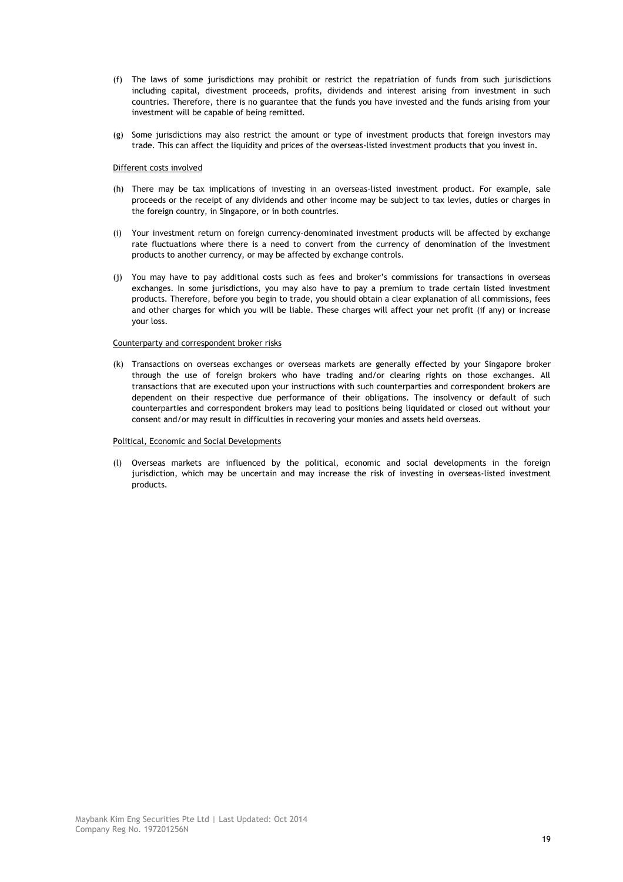(f) The laws of some jurisdictions may prohibit or restrict the repatriation of funds from such jurisdictions including capital, divestment proceeds, profits, dividends and interest arising from investment in such countries. Therefore, there is no guarantee that the funds you have invested and the funds arising from your investment will be capable of being remitted.

(g) Some jurisdictions may also restrict the amount or type of investment products that foreign investors may trade. This can affect the liquidity and prices of the overseas-listed investment products that you invest in.

<u>Different costs involved</u>

(h) There may be tax implications of investing in an overseas-listed investment product. For example, sale proceeds or the receipt of any dividends and other income may be subject to tax levies, duties or charges in the foreign country, in Singapore, or in both countries.

(i) Your investment return on foreign currency-denominated investment products will be affected by exchange rate fluctuations where there is a need to convert from the currency of denomination of the investment products to another currency, or may be affected by exchange controls.

(j) You may have to pay additional costs such as fees and broker's commissions for transactions in overseas exchanges. In some jurisdictions, you may also have to pay a premium to trade certain listed investment products. Therefore, before you begin to trade, you should obtain a clear explanation of all commissions, fees and other charges for which you will be liable. These charges will affect your net profit (if any) or increase your loss.

<u>Counterparty and correspondent broker risks</u>

(k) Transactions on overseas exchanges or overseas markets are generally effected by your Singapore broker through the use of foreign brokers who have trading and/or clearing rights on those exchanges. All transactions that are executed upon your instructions with such counterparties and correspondent brokers are dependent on their respective due performance of their obligations. The insolvency or default of such counterparties and correspondent brokers may lead to positions being liquidated or closed out without your consent and/or may result in difficulties in recovering your monies and assets held overseas.

<u>Political, Economic and Social Developments</u>

(l) Overseas markets are influenced by the political, economic and social developments in the foreign jurisdiction, which may be uncertain and may increase the risk of investing in overseas-listed investment products.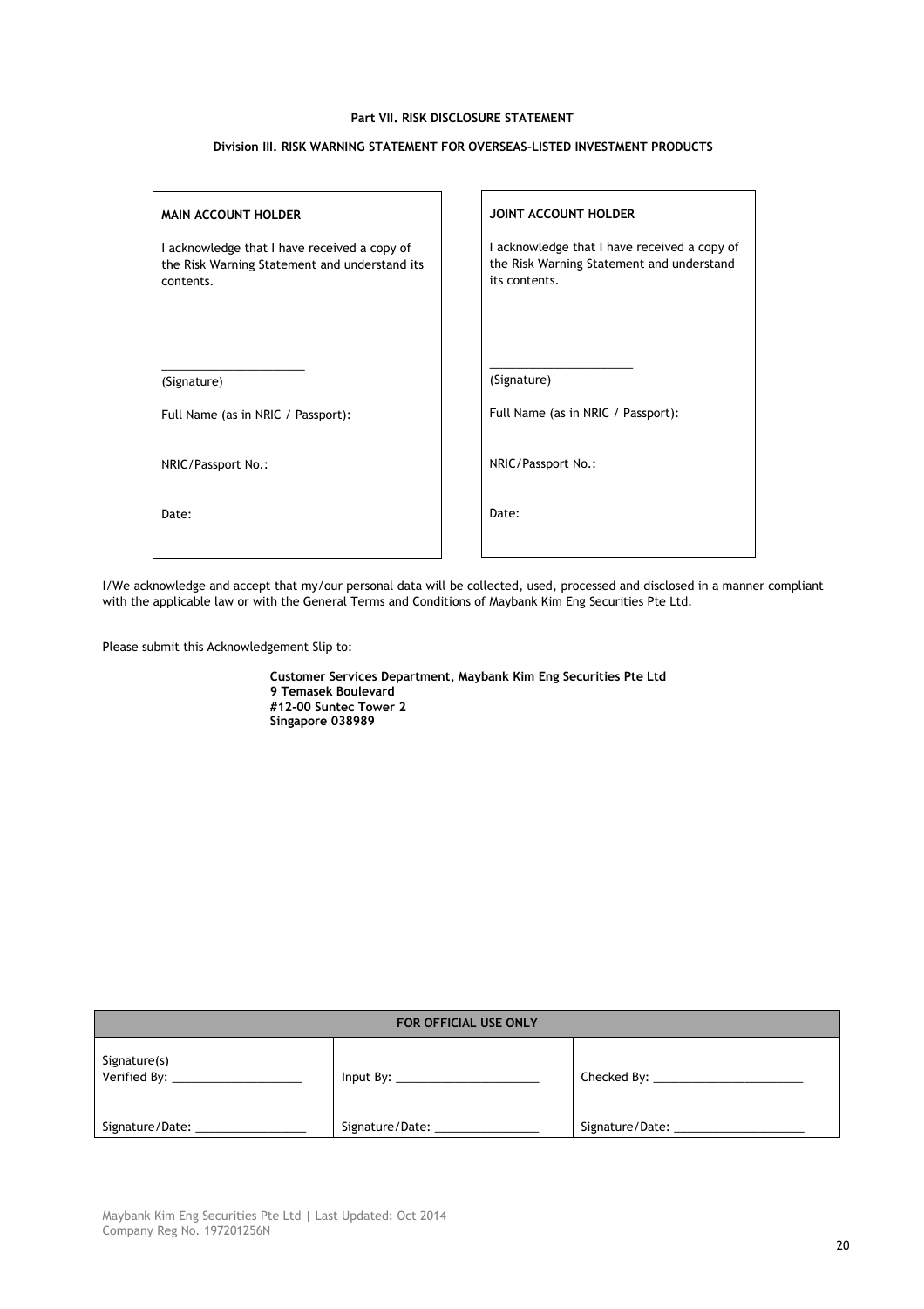**Part VII. RISK DISCLOSURE STATEMENT**

**Division III. RISK WARNING STATEMENT FOR OVERSEAS-LISTED INVESTMENT PRODUCTS**

| **MAIN ACCOUNT HOLDER** | **JOINT ACCOUNT HOLDER** |
|---|---|
| I acknowledge that I have received a copy of the Risk Warning Statement and understand its contents. | I acknowledge that I have received a copy of the Risk Warning Statement and understand its contents. |
| ______________________ (Signature) | ______________________ (Signature) |
| Full Name (as in NRIC / Passport): | Full Name (as in NRIC / Passport): |
| NRIC/Passport No.: | NRIC/Passport No.: |
| Date: | Date: |

I/We acknowledge and accept that my/our personal data will be collected, used, processed and disclosed in a manner compliant with the applicable law or with the General Terms and Conditions of Maybank Kim Eng Securities Pte Ltd.

Please submit this Acknowledgement Slip to:

**Customer Services Department, Maybank Kim Eng Securities Pte Ltd**
**9 Temasek Boulevard**
**#12-00 Suntec Tower 2**
**Singapore 038989**

| **FOR OFFICIAL USE ONLY** | | |
|---|---|---|
| Signature(s) Verified By: ___________________ | Input By: ______________________ | Checked By: _______________________ |
| Signature/Date: ________________ | Signature/Date: _______________ | Signature/Date: ___________________ |

Maybank Kim Eng Securities Pte Ltd | Last Updated: Oct 2014
Company Reg No. 197201256N